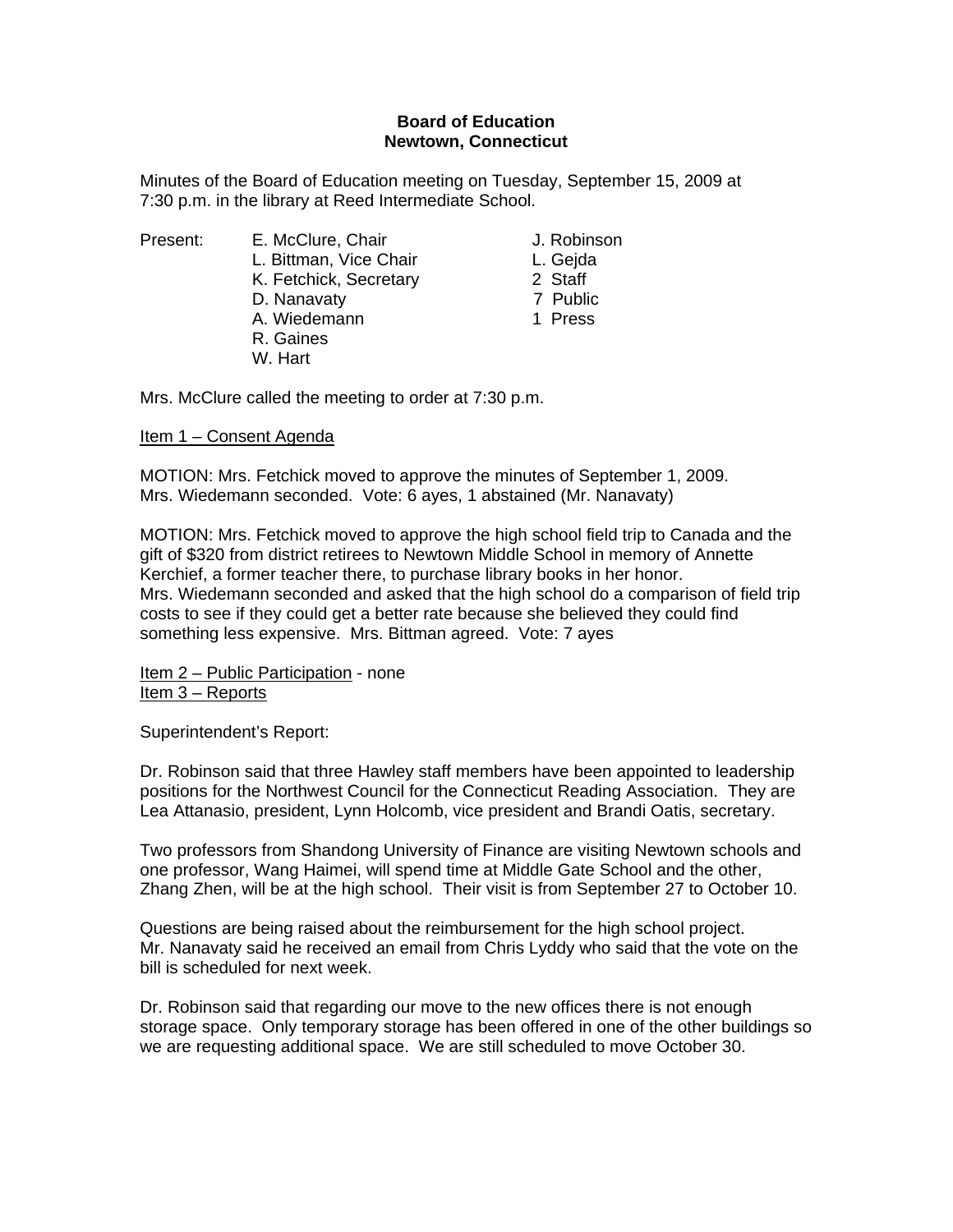**Board of Education**
**Newtown, Connecticut**

Minutes of the Board of Education meeting on Tuesday, September 15, 2009 at 7:30 p.m. in the library at Reed Intermediate School.

| Present: | E. McClure, Chair | J. Robinson |
|---|---|---|
| | L. Bittman, Vice Chair | L. Gejda |
| | K. Fetchick, Secretary | 2 Staff |
| | D. Nanavaty | 7 Public |
| | A. Wiedemann | 1 Press |
| | R. Gaines | |
| | W. Hart | |

Mrs. McClure called the meeting to order at 7:30 p.m.

Item 1 – Consent Agenda

MOTION: Mrs. Fetchick moved to approve the minutes of September 1, 2009. Mrs. Wiedemann seconded. Vote: 6 ayes, 1 abstained (Mr. Nanavaty)

MOTION: Mrs. Fetchick moved to approve the high school field trip to Canada and the gift of $320 from district retirees to Newtown Middle School in memory of Annette Kerchief, a former teacher there, to purchase library books in her honor.
Mrs. Wiedemann seconded and asked that the high school do a comparison of field trip costs to see if they could get a better rate because she believed they could find something less expensive. Mrs. Bittman agreed. Vote: 7 ayes

Item 2 – Public Participation - none
Item 3 – Reports

Superintendent's Report:

Dr. Robinson said that three Hawley staff members have been appointed to leadership positions for the Northwest Council for the Connecticut Reading Association. They are Lea Attanasio, president, Lynn Holcomb, vice president and Brandi Oatis, secretary.

Two professors from Shandong University of Finance are visiting Newtown schools and one professor, Wang Haimei, will spend time at Middle Gate School and the other, Zhang Zhen, will be at the high school. Their visit is from September 27 to October 10.

Questions are being raised about the reimbursement for the high school project. Mr. Nanavaty said he received an email from Chris Lyddy who said that the vote on the bill is scheduled for next week.

Dr. Robinson said that regarding our move to the new offices there is not enough storage space. Only temporary storage has been offered in one of the other buildings so we are requesting additional space. We are still scheduled to move October 30.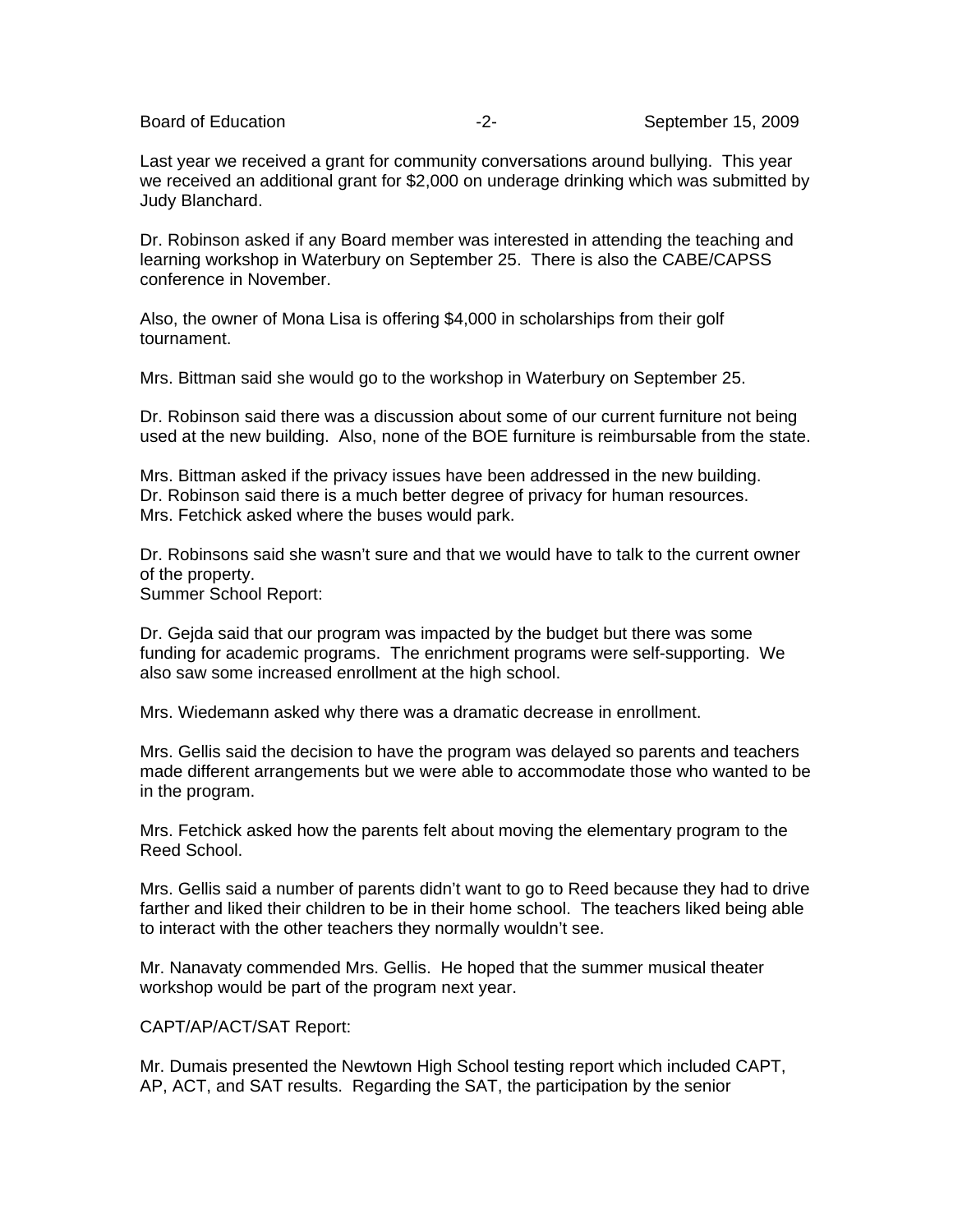Last year we received a grant for community conversations around bullying. This year we received an additional grant for $2,000 on underage drinking which was submitted by Judy Blanchard.

Dr. Robinson asked if any Board member was interested in attending the teaching and learning workshop in Waterbury on September 25. There is also the CABE/CAPSS conference in November.

Also, the owner of Mona Lisa is offering $4,000 in scholarships from their golf tournament.

Mrs. Bittman said she would go to the workshop in Waterbury on September 25.

Dr. Robinson said there was a discussion about some of our current furniture not being used at the new building. Also, none of the BOE furniture is reimbursable from the state.

Mrs. Bittman asked if the privacy issues have been addressed in the new building. Dr. Robinson said there is a much better degree of privacy for human resources. Mrs. Fetchick asked where the buses would park.

Dr. Robinsons said she wasn't sure and that we would have to talk to the current owner of the property.
Summer School Report:

Dr. Gejda said that our program was impacted by the budget but there was some funding for academic programs. The enrichment programs were self-supporting. We also saw some increased enrollment at the high school.

Mrs. Wiedemann asked why there was a dramatic decrease in enrollment.

Mrs. Gellis said the decision to have the program was delayed so parents and teachers made different arrangements but we were able to accommodate those who wanted to be in the program.

Mrs. Fetchick asked how the parents felt about moving the elementary program to the Reed School.

Mrs. Gellis said a number of parents didn't want to go to Reed because they had to drive farther and liked their children to be in their home school. The teachers liked being able to interact with the other teachers they normally wouldn't see.

Mr. Nanavaty commended Mrs. Gellis. He hoped that the summer musical theater workshop would be part of the program next year.

CAPT/AP/ACT/SAT Report:

Mr. Dumais presented the Newtown High School testing report which included CAPT, AP, ACT, and SAT results. Regarding the SAT, the participation by the senior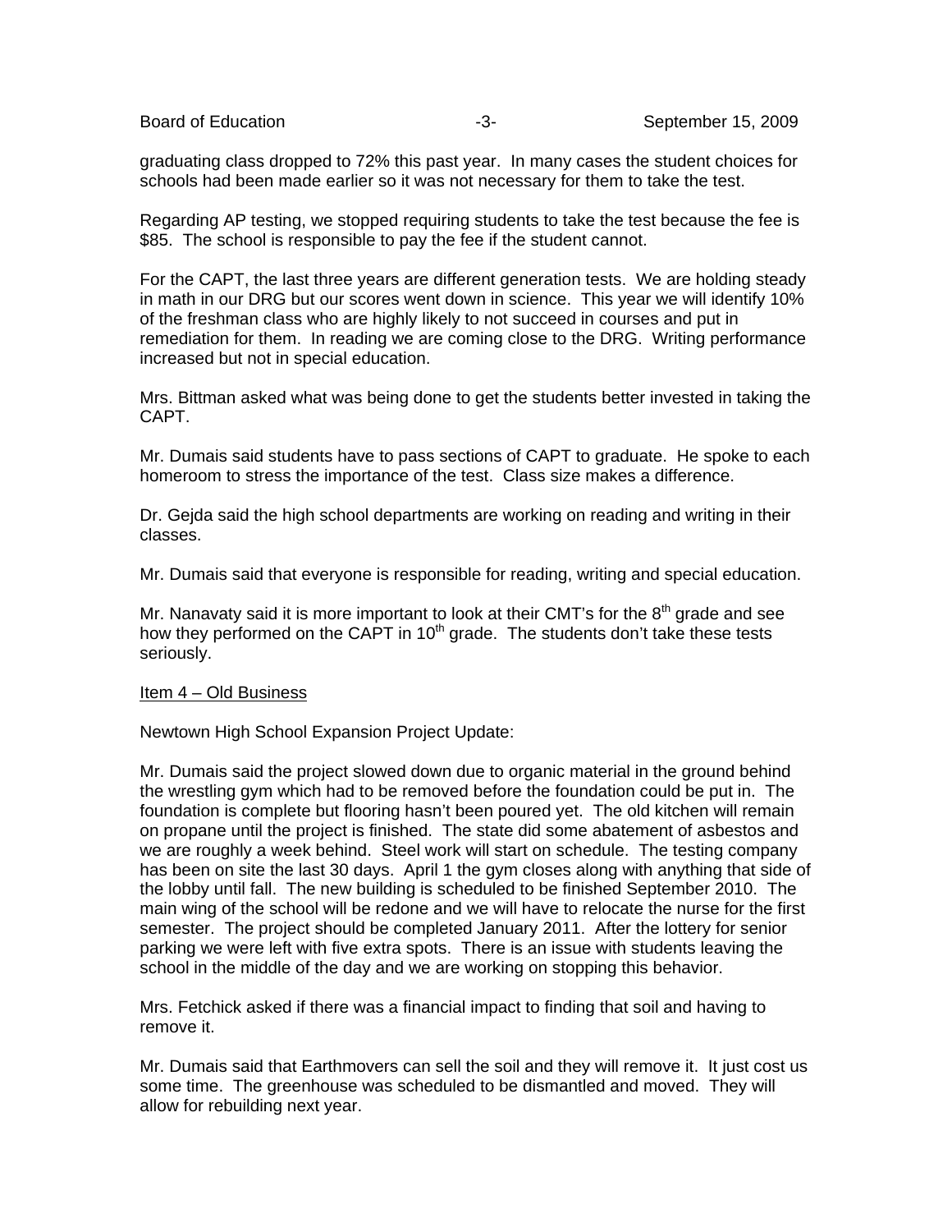graduating class dropped to 72% this past year. In many cases the student choices for schools had been made earlier so it was not necessary for them to take the test.

Regarding AP testing, we stopped requiring students to take the test because the fee is $85. The school is responsible to pay the fee if the student cannot.

For the CAPT, the last three years are different generation tests. We are holding steady in math in our DRG but our scores went down in science. This year we will identify 10% of the freshman class who are highly likely to not succeed in courses and put in remediation for them. In reading we are coming close to the DRG. Writing performance increased but not in special education.

Mrs. Bittman asked what was being done to get the students better invested in taking the CAPT.

Mr. Dumais said students have to pass sections of CAPT to graduate. He spoke to each homeroom to stress the importance of the test. Class size makes a difference.

Dr. Gejda said the high school departments are working on reading and writing in their classes.

Mr. Dumais said that everyone is responsible for reading, writing and special education.

Mr. Nanavaty said it is more important to look at their CMT's for the 8th grade and see how they performed on the CAPT in 10th grade. The students don't take these tests seriously.

<u>Item 4 – Old Business</u>

Newtown High School Expansion Project Update:

Mr. Dumais said the project slowed down due to organic material in the ground behind the wrestling gym which had to be removed before the foundation could be put in. The foundation is complete but flooring hasn't been poured yet. The old kitchen will remain on propane until the project is finished. The state did some abatement of asbestos and we are roughly a week behind. Steel work will start on schedule. The testing company has been on site the last 30 days. April 1 the gym closes along with anything that side of the lobby until fall. The new building is scheduled to be finished September 2010. The main wing of the school will be redone and we will have to relocate the nurse for the first semester. The project should be completed January 2011. After the lottery for senior parking we were left with five extra spots. There is an issue with students leaving the school in the middle of the day and we are working on stopping this behavior.

Mrs. Fetchick asked if there was a financial impact to finding that soil and having to remove it.

Mr. Dumais said that Earthmovers can sell the soil and they will remove it. It just cost us some time. The greenhouse was scheduled to be dismantled and moved. They will allow for rebuilding next year.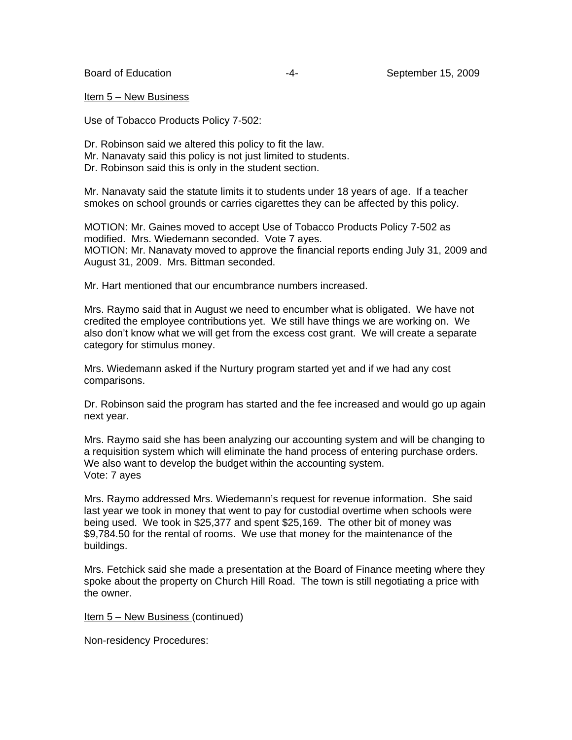Item 5 – New Business

Use of Tobacco Products Policy 7-502:

Dr. Robinson said we altered this policy to fit the law.
Mr. Nanavaty said this policy is not just limited to students.
Dr. Robinson said this is only in the student section.

Mr. Nanavaty said the statute limits it to students under 18 years of age. If a teacher smokes on school grounds or carries cigarettes they can be affected by this policy.

MOTION: Mr. Gaines moved to accept Use of Tobacco Products Policy 7-502 as modified. Mrs. Wiedemann seconded. Vote 7 ayes.
MOTION: Mr. Nanavaty moved to approve the financial reports ending July 31, 2009 and August 31, 2009. Mrs. Bittman seconded.

Mr. Hart mentioned that our encumbrance numbers increased.

Mrs. Raymo said that in August we need to encumber what is obligated. We have not credited the employee contributions yet. We still have things we are working on. We also don't know what we will get from the excess cost grant. We will create a separate category for stimulus money.

Mrs. Wiedemann asked if the Nurtury program started yet and if we had any cost comparisons.

Dr. Robinson said the program has started and the fee increased and would go up again next year.

Mrs. Raymo said she has been analyzing our accounting system and will be changing to a requisition system which will eliminate the hand process of entering purchase orders. We also want to develop the budget within the accounting system.
Vote: 7 ayes

Mrs. Raymo addressed Mrs. Wiedemann's request for revenue information. She said last year we took in money that went to pay for custodial overtime when schools were being used. We took in $25,377 and spent $25,169. The other bit of money was $9,784.50 for the rental of rooms. We use that money for the maintenance of the buildings.

Mrs. Fetchick said she made a presentation at the Board of Finance meeting where they spoke about the property on Church Hill Road. The town is still negotiating a price with the owner.

Item 5 – New Business (continued)

Non-residency Procedures: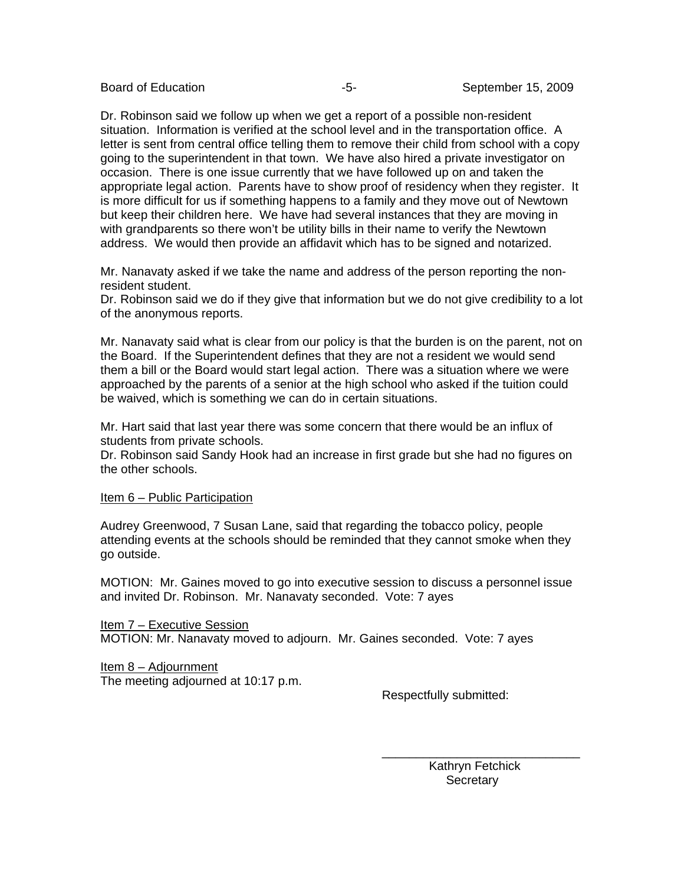Dr. Robinson said we follow up when we get a report of a possible non-resident situation. Information is verified at the school level and in the transportation office. A letter is sent from central office telling them to remove their child from school with a copy going to the superintendent in that town. We have also hired a private investigator on occasion. There is one issue currently that we have followed up on and taken the appropriate legal action. Parents have to show proof of residency when they register. It is more difficult for us if something happens to a family and they move out of Newtown but keep their children here. We have had several instances that they are moving in with grandparents so there won't be utility bills in their name to verify the Newtown address. We would then provide an affidavit which has to be signed and notarized.

Mr. Nanavaty asked if we take the name and address of the person reporting the non-resident student.
Dr. Robinson said we do if they give that information but we do not give credibility to a lot of the anonymous reports.

Mr. Nanavaty said what is clear from our policy is that the burden is on the parent, not on the Board. If the Superintendent defines that they are not a resident we would send them a bill or the Board would start legal action. There was a situation where we were approached by the parents of a senior at the high school who asked if the tuition could be waived, which is something we can do in certain situations.

Mr. Hart said that last year there was some concern that there would be an influx of students from private schools.
Dr. Robinson said Sandy Hook had an increase in first grade but she had no figures on the other schools.

<u>Item 6 – Public Participation</u>

Audrey Greenwood, 7 Susan Lane, said that regarding the tobacco policy, people attending events at the schools should be reminded that they cannot smoke when they go outside.

MOTION: Mr. Gaines moved to go into executive session to discuss a personnel issue and invited Dr. Robinson. Mr. Nanavaty seconded. Vote: 7 ayes

<u>Item 7 – Executive Session</u>
MOTION: Mr. Nanavaty moved to adjourn. Mr. Gaines seconded. Vote: 7 ayes

<u>Item 8 – Adjournment</u>
The meeting adjourned at 10:17 p.m.

Respectfully submitted:

\_\_\_\_\_\_\_\_\_\_\_\_\_\_\_\_\_\_\_\_\_\_\_\_\_\_\_\_\_\_
Kathryn Fetchick
Secretary